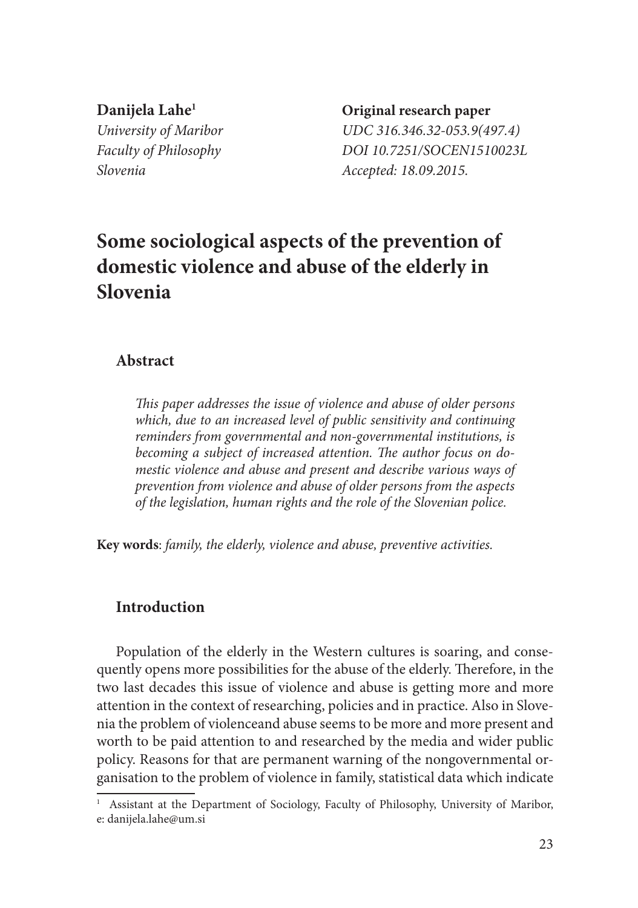**Danijela Lahe**[1]
*University of Maribor*
*Faculty of Philosophy*
*Slovenia*

**Original research paper**
*UDC 316.346.32-053.9(497.4)*
*DOI 10.7251/SOCEN1510023L*
*Accepted: 18.09.2015.*

# Some sociological aspects of the prevention of domestic violence and abuse of the elderly in Slovenia

## Abstract

*This paper addresses the issue of violence and abuse of older persons which, due to an increased level of public sensitivity and continuing reminders from governmental and non-governmental institutions, is becoming a subject of increased attention. The author focus on domestic violence and abuse and present and describe various ways of prevention from violence and abuse of older persons from the aspects of the legislation, human rights and the role of the Slovenian police.*

**Key words**: *family, the elderly, violence and abuse, preventive activities.*

## Introduction

Population of the elderly in the Western cultures is soaring, and consequently opens more possibilities for the abuse of the elderly. Therefore, in the two last decades this issue of violence and abuse is getting more and more attention in the context of researching, policies and in practice. Also in Slovenia the problem of violenceand abuse seems to be more and more present and worth to be paid attention to and researched by the media and wider public policy. Reasons for that are permanent warning of the nongovernmental organisation to the problem of violence in family, statistical data which indicate

[1] Assistant at the Department of Sociology, Faculty of Philosophy, University of Maribor, e: danijela.lahe@um.si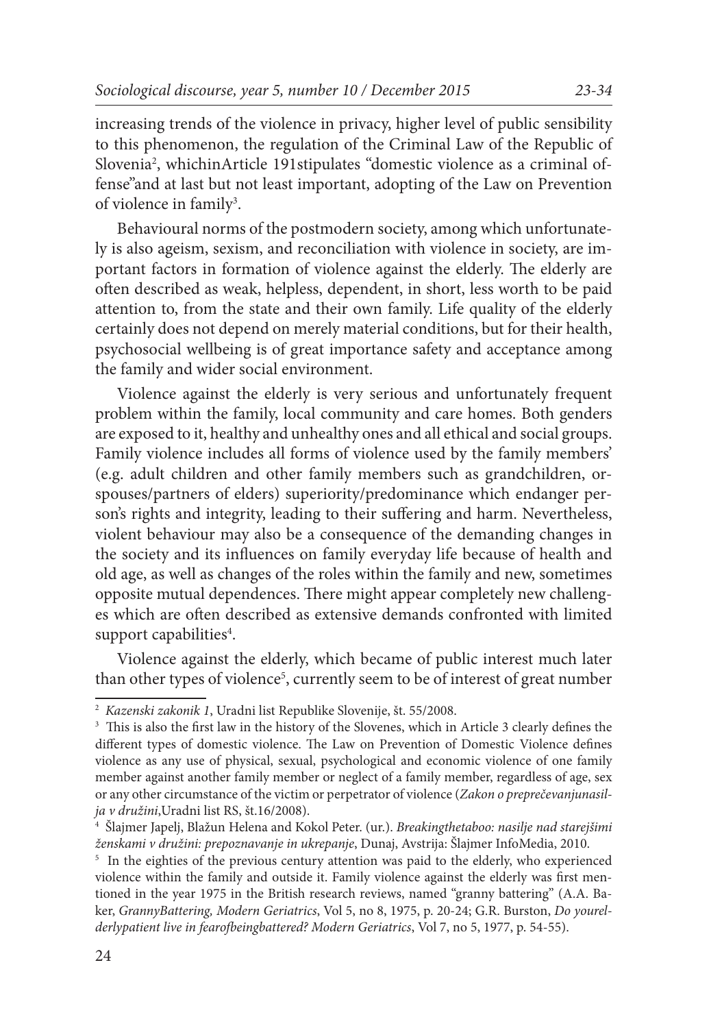increasing trends of the violence in privacy, higher level of public sensibility to this phenomenon, the regulation of the Criminal Law of the Republic of Slovenia[2], whichinArticle 191stipulates "domestic violence as a criminal offense"and at last but not least important, adopting of the Law on Prevention of violence in family[3].

Behavioural norms of the postmodern society, among which unfortunately is also ageism, sexism, and reconciliation with violence in society, are important factors in formation of violence against the elderly. The elderly are often described as weak, helpless, dependent, in short, less worth to be paid attention to, from the state and their own family. Life quality of the elderly certainly does not depend on merely material conditions, but for their health, psychosocial wellbeing is of great importance safety and acceptance among the family and wider social environment.

Violence against the elderly is very serious and unfortunately frequent problem within the family, local community and care homes. Both genders are exposed to it, healthy and unhealthy ones and all ethical and social groups. Family violence includes all forms of violence used by the family members' (e.g. adult children and other family members such as grandchildren, or-spouses/partners of elders) superiority/predominance which endanger person's rights and integrity, leading to their suffering and harm. Nevertheless, violent behaviour may also be a consequence of the demanding changes in the society and its influences on family everyday life because of health and old age, as well as changes of the roles within the family and new, sometimes opposite mutual dependences. There might appear completely new challenges which are often described as extensive demands confronted with limited support capabilities[4].

Violence against the elderly, which became of public interest much later than other types of violence[5], currently seem to be of interest of great number

[2] *Kazenski zakonik 1*, Uradni list Republike Slovenije, št. 55/2008.

[3] This is also the first law in the history of the Slovenes, which in Article 3 clearly defines the different types of domestic violence. The Law on Prevention of Domestic Violence defines violence as any use of physical, sexual, psychological and economic violence of one family member against another family member or neglect of a family member, regardless of age, sex or any other circumstance of the victim or perpetrator of violence (*Zakon o preprečevanjunasilja v družini*,Uradni list RS, št.16/2008).

[4] Šlajmer Japelj, Blažun Helena and Kokol Peter. (ur.). *Breakingthetaboo: nasilje nad starejšimi ženskami v družini: prepoznavanje in ukrepanje*, Dunaj, Avstrija: Šlajmer InfoMedia, 2010.

[5] In the eighties of the previous century attention was paid to the elderly, who experienced violence within the family and outside it. Family violence against the elderly was first mentioned in the year 1975 in the British research reviews, named "granny battering" (A.A. Baker, *GrannyBattering, Modern Geriatrics*, Vol 5, no 8, 1975, p. 20-24; G.R. Burston, *Do yourelderlypatient live in fearofbeingbattered? Modern Geriatrics*, Vol 7, no 5, 1977, p. 54-55).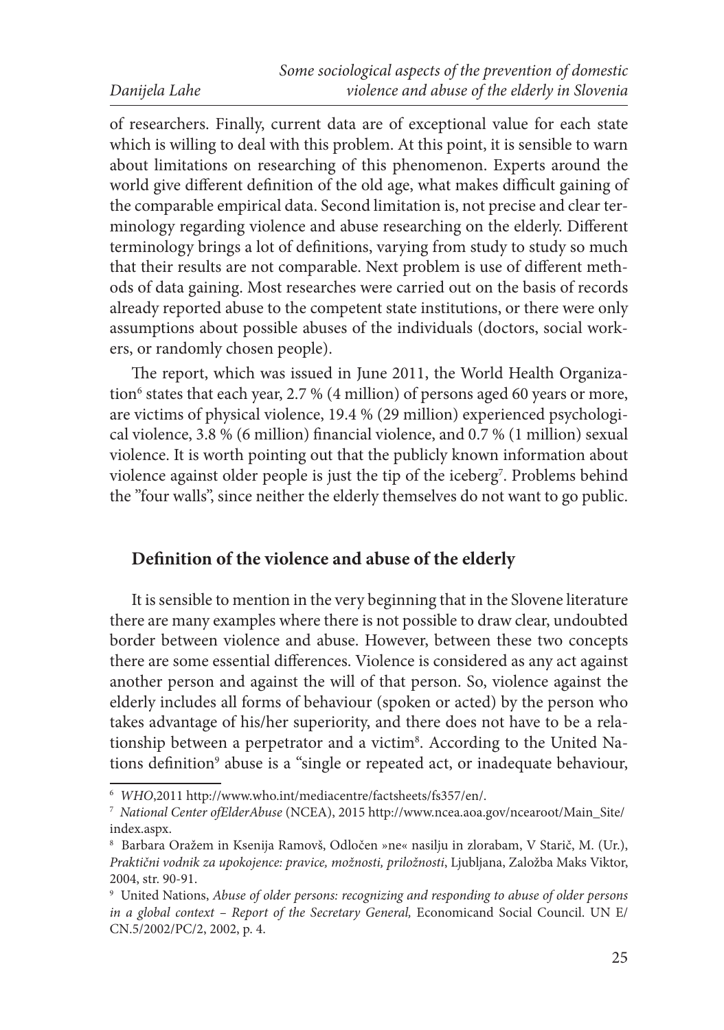of researchers. Finally, current data are of exceptional value for each state which is willing to deal with this problem. At this point, it is sensible to warn about limitations on researching of this phenomenon. Experts around the world give different definition of the old age, what makes difficult gaining of the comparable empirical data. Second limitation is, not precise and clear terminology regarding violence and abuse researching on the elderly. Different terminology brings a lot of definitions, varying from study to study so much that their results are not comparable. Next problem is use of different methods of data gaining. Most researches were carried out on the basis of records already reported abuse to the competent state institutions, or there were only assumptions about possible abuses of the individuals (doctors, social workers, or randomly chosen people).

The report, which was issued in June 2011, the World Health Organization[6] states that each year, 2.7 % (4 million) of persons aged 60 years or more, are victims of physical violence, 19.4 % (29 million) experienced psychological violence, 3.8 % (6 million) financial violence, and 0.7 % (1 million) sexual violence. It is worth pointing out that the publicly known information about violence against older people is just the tip of the iceberg[7]. Problems behind the "four walls", since neither the elderly themselves do not want to go public.

## Definition of the violence and abuse of the elderly

It is sensible to mention in the very beginning that in the Slovene literature there are many examples where there is not possible to draw clear, undoubted border between violence and abuse. However, between these two concepts there are some essential differences. Violence is considered as any act against another person and against the will of that person. So, violence against the elderly includes all forms of behaviour (spoken or acted) by the person who takes advantage of his/her superiority, and there does not have to be a relationship between a perpetrator and a victim[8]. According to the United Nations definition[9] abuse is a "single or repeated act, or inadequate behaviour,

---

[6] *WHO*,2011 http://www.who.int/mediacentre/factsheets/fs357/en/.

[7] *National Center ofElderAbuse* (NCEA), 2015 http://www.ncea.aoa.gov/ncearoot/Main_Site/index.aspx.

[8] Barbara Oražem in Ksenija Ramovš, Odločen »ne« nasilju in zlorabam, V Starič, M. (Ur.), *Praktični vodnik za upokojence: pravice, možnosti, priložnosti*, Ljubljana, Založba Maks Viktor, 2004, str. 90-91.

[9] United Nations, *Abuse of older persons: recognizing and responding to abuse of older persons in a global context – Report of the Secretary General,* Economicand Social Council. UN E/CN.5/2002/PC/2, 2002, p. 4.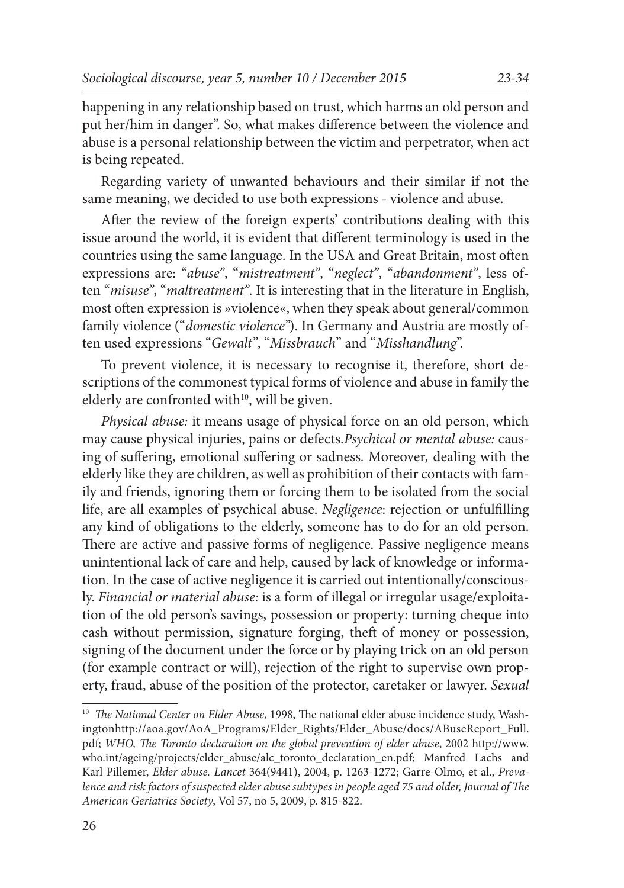happening in any relationship based on trust, which harms an old person and put her/him in danger". So, what makes difference between the violence and abuse is a personal relationship between the victim and perpetrator, when act is being repeated.

Regarding variety of unwanted behaviours and their similar if not the same meaning, we decided to use both expressions - violence and abuse.

After the review of the foreign experts' contributions dealing with this issue around the world, it is evident that different terminology is used in the countries using the same language. In the USA and Great Britain, most often expressions are: "*abuse*", "*mistreatment*", "*neglect*", "*abandonment*", less often "*misuse*", "*maltreatment*". It is interesting that in the literature in English, most often expression is »violence«, when they speak about general/common family violence ("*domestic violence*"). In Germany and Austria are mostly often used expressions "*Gewalt*", "*Missbrauch*" and "*Misshandlung*".

To prevent violence, it is necessary to recognise it, therefore, short descriptions of the commonest typical forms of violence and abuse in family the elderly are confronted with[10], will be given.

*Physical abuse:* it means usage of physical force on an old person, which may cause physical injuries, pains or defects.*Psychical or mental abuse:* causing of suffering, emotional suffering or sadness. Moreover, dealing with the elderly like they are children, as well as prohibition of their contacts with family and friends, ignoring them or forcing them to be isolated from the social life, are all examples of psychical abuse. *Negligence*: rejection or unfulfilling any kind of obligations to the elderly, someone has to do for an old person. There are active and passive forms of negligence. Passive negligence means unintentional lack of care and help, caused by lack of knowledge or information. In the case of active negligence it is carried out intentionally/consciously. *Financial or material abuse:* is a form of illegal or irregular usage/exploitation of the old person's savings, possession or property: turning cheque into cash without permission, signature forging, theft of money or possession, signing of the document under the force or by playing trick on an old person (for example contract or will), rejection of the right to supervise own property, fraud, abuse of the position of the protector, caretaker or lawyer. *Sexual*

---

[10] *The National Center on Elder Abuse*, 1998, The national elder abuse incidence study, Washingtonhttp://aoa.gov/AoA_Programs/Elder_Rights/Elder_Abuse/docs/ABuseReport_Full.pdf; *WHO, The Toronto declaration on the global prevention of elder abuse*, 2002 http://www.who.int/ageing/projects/elder_abuse/alc_toronto_declaration_en.pdf; Manfred Lachs and Karl Pillemer, *Elder abuse. Lancet* 364(9441), 2004, p. 1263-1272; Garre-Olmo, et al., *Prevalence and risk factors of suspected elder abuse subtypes in people aged 75 and older, Journal of The American Geriatrics Society*, Vol 57, no 5, 2009, p. 815-822.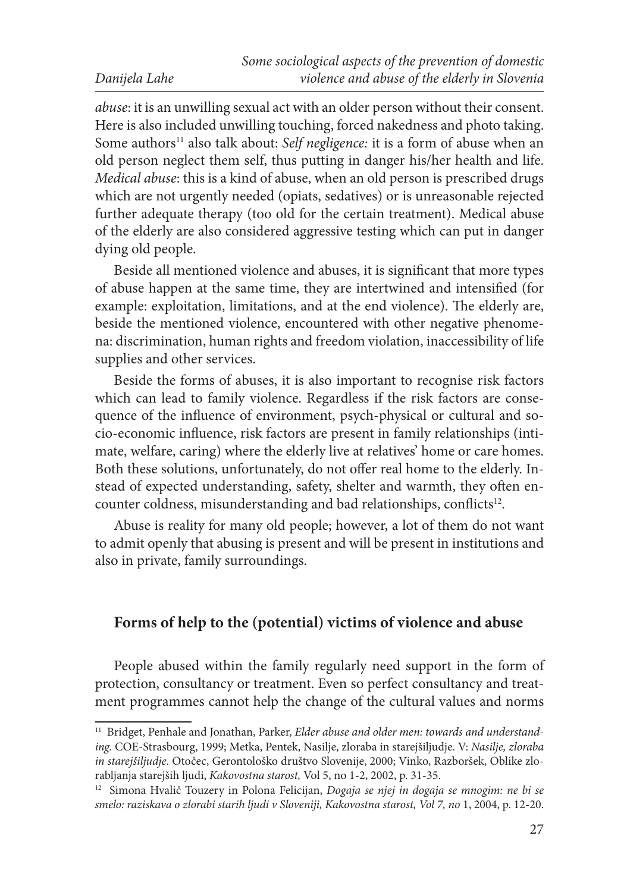*abuse*: it is an unwilling sexual act with an older person without their consent. Here is also included unwilling touching, forced nakedness and photo taking. Some authors[11] also talk about: *Self negligence:* it is a form of abuse when an old person neglect them self, thus putting in danger his/her health and life. *Medical abuse*: this is a kind of abuse, when an old person is prescribed drugs which are not urgently needed (opiats, sedatives) or is unreasonable rejected further adequate therapy (too old for the certain treatment). Medical abuse of the elderly are also considered aggressive testing which can put in danger dying old people.

Beside all mentioned violence and abuses, it is significant that more types of abuse happen at the same time, they are intertwined and intensified (for example: exploitation, limitations, and at the end violence). The elderly are, beside the mentioned violence, encountered with other negative phenomena: discrimination, human rights and freedom violation, inaccessibility of life supplies and other services.

Beside the forms of abuses, it is also important to recognise risk factors which can lead to family violence. Regardless if the risk factors are consequence of the influence of environment, psych-physical or cultural and socio-economic influence, risk factors are present in family relationships (intimate, welfare, caring) where the elderly live at relatives' home or care homes. Both these solutions, unfortunately, do not offer real home to the elderly. Instead of expected understanding, safety, shelter and warmth, they often encounter coldness, misunderstanding and bad relationships, conflicts[12].

Abuse is reality for many old people; however, a lot of them do not want to admit openly that abusing is present and will be present in institutions and also in private, family surroundings.

## Forms of help to the (potential) victims of violence and abuse

People abused within the family regularly need support in the form of protection, consultancy or treatment. Even so perfect consultancy and treatment programmes cannot help the change of the cultural values and norms

---

[11] Bridget, Penhale and Jonathan, Parker, *Elder abuse and older men: towards and understanding.* COE-Strasbourg, 1999; Metka, Pentek, Nasilje, zloraba in starejšiljudje. V: *Nasilje, zloraba in starejšiljudje*. Otočec, Gerontološko društvo Slovenije, 2000; Vinko, Razboršek, Oblike zlorabljanja starejših ljudi, *Kakovostna starost,* Vol 5, no 1-2, 2002, p. 31-35.

[12] Simona Hvalič Touzery in Polona Felicijan, *Dogaja se njej in dogaja se mnogim: ne bi se smelo: raziskava o zlorabi starih ljudi v Sloveniji, Kakovostna starost, Vol 7, no* 1, 2004, p. 12-20.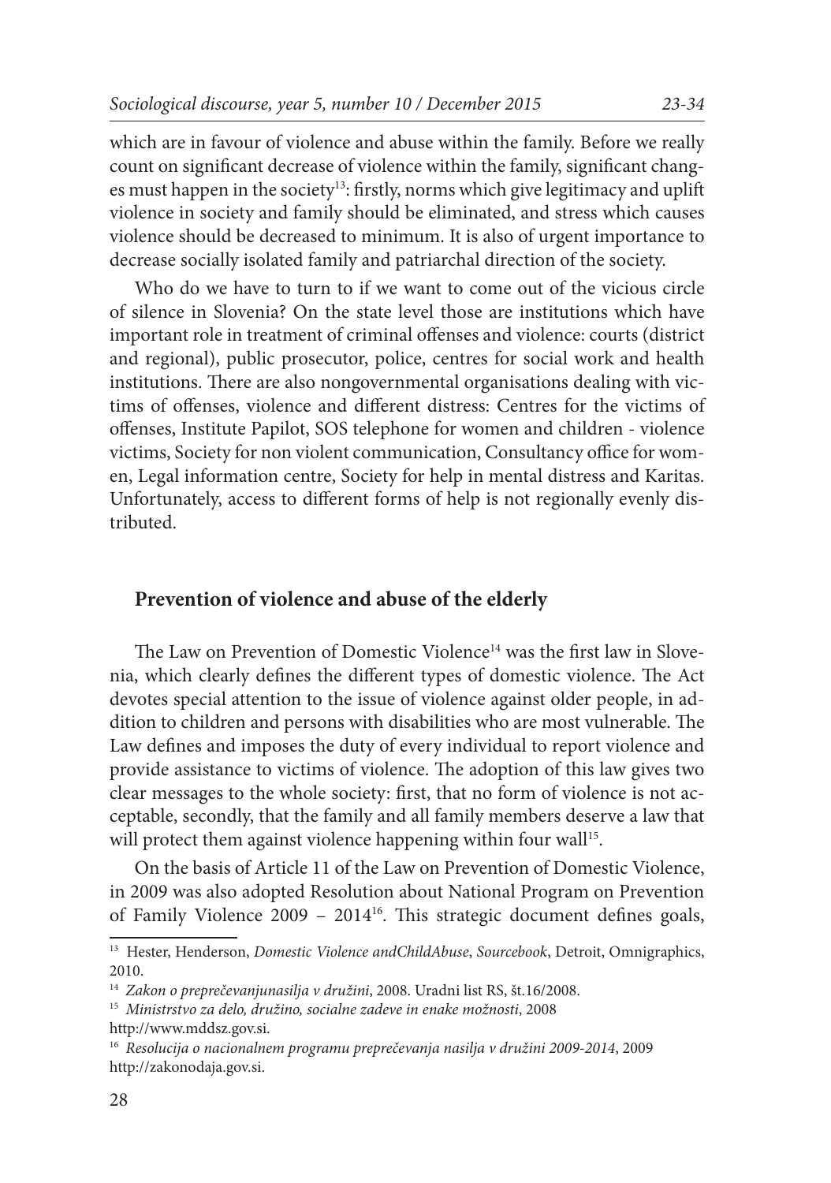which are in favour of violence and abuse within the family. Before we really count on significant decrease of violence within the family, significant changes must happen in the society[13]: firstly, norms which give legitimacy and uplift violence in society and family should be eliminated, and stress which causes violence should be decreased to minimum. It is also of urgent importance to decrease socially isolated family and patriarchal direction of the society.

Who do we have to turn to if we want to come out of the vicious circle of silence in Slovenia? On the state level those are institutions which have important role in treatment of criminal offenses and violence: courts (district and regional), public prosecutor, police, centres for social work and health institutions. There are also nongovernmental organisations dealing with victims of offenses, violence and different distress: Centres for the victims of offenses, Institute Papilot, SOS telephone for women and children - violence victims, Society for non violent communication, Consultancy office for women, Legal information centre, Society for help in mental distress and Karitas. Unfortunately, access to different forms of help is not regionally evenly distributed.

## Prevention of violence and abuse of the elderly

The Law on Prevention of Domestic Violence[14] was the first law in Slovenia, which clearly defines the different types of domestic violence. The Act devotes special attention to the issue of violence against older people, in addition to children and persons with disabilities who are most vulnerable. The Law defines and imposes the duty of every individual to report violence and provide assistance to victims of violence. The adoption of this law gives two clear messages to the whole society: first, that no form of violence is not acceptable, secondly, that the family and all family members deserve a law that will protect them against violence happening within four wall[15].

On the basis of Article 11 of the Law on Prevention of Domestic Violence, in 2009 was also adopted Resolution about National Program on Prevention of Family Violence 2009 – 2014[16]. This strategic document defines goals,

---

[13] Hester, Henderson, *Domestic Violence andChildAbuse*, *Sourcebook*, Detroit, Omnigraphics, 2010.

[14] *Zakon o preprečevanjunasilja v družini*, 2008. Uradni list RS, št.16/2008.

[15] *Ministrstvo za delo, družino, socialne zadeve in enake možnosti*, 2008 http://www.mddsz.gov.si.

[16] *Resolucija o nacionalnem programu preprečevanja nasilja v družini 2009-2014*, 2009 http://zakonodaja.gov.si.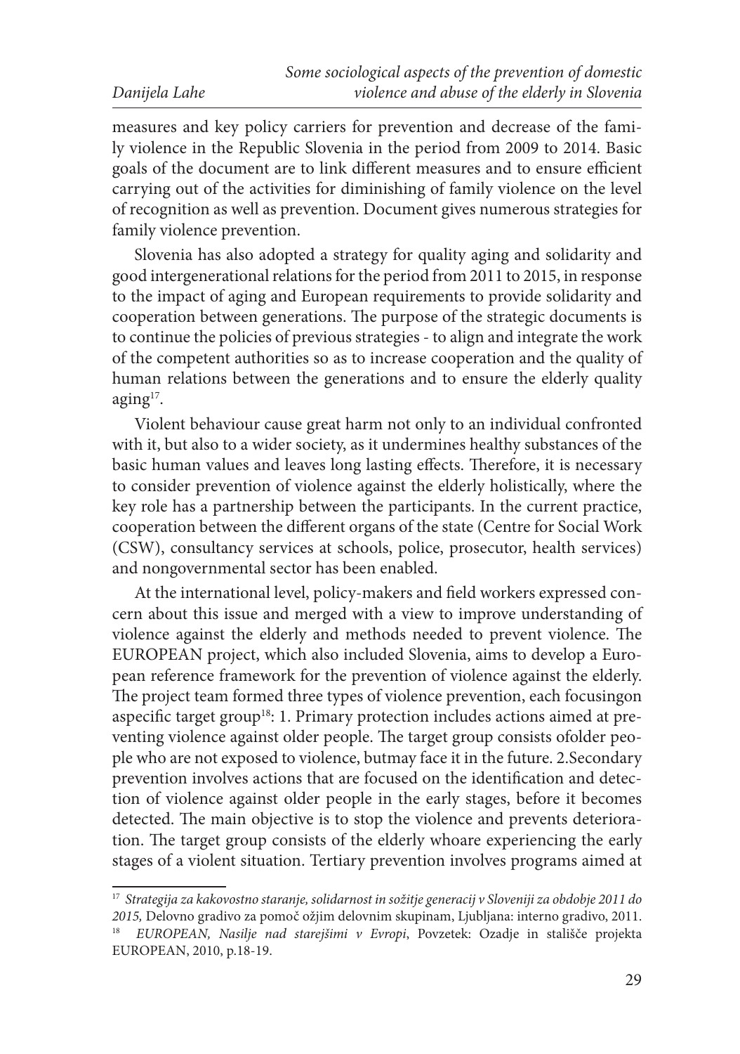measures and key policy carriers for prevention and decrease of the family violence in the Republic Slovenia in the period from 2009 to 2014. Basic goals of the document are to link different measures and to ensure efficient carrying out of the activities for diminishing of family violence on the level of recognition as well as prevention. Document gives numerous strategies for family violence prevention.

Slovenia has also adopted a strategy for quality aging and solidarity and good intergenerational relations for the period from 2011 to 2015, in response to the impact of aging and European requirements to provide solidarity and cooperation between generations. The purpose of the strategic documents is to continue the policies of previous strategies - to align and integrate the work of the competent authorities so as to increase cooperation and the quality of human relations between the generations and to ensure the elderly quality aging[17].

Violent behaviour cause great harm not only to an individual confronted with it, but also to a wider society, as it undermines healthy substances of the basic human values and leaves long lasting effects. Therefore, it is necessary to consider prevention of violence against the elderly holistically, where the key role has a partnership between the participants. In the current practice, cooperation between the different organs of the state (Centre for Social Work (CSW), consultancy services at schools, police, prosecutor, health services) and nongovernmental sector has been enabled.

At the international level, policy-makers and field workers expressed concern about this issue and merged with a view to improve understanding of violence against the elderly and methods needed to prevent violence. The EUROPEAN project, which also included Slovenia, aims to develop a European reference framework for the prevention of violence against the elderly. The project team formed three types of violence prevention, each focusingon aspecific target group[18]: 1. Primary protection includes actions aimed at preventing violence against older people. The target group consists ofolder people who are not exposed to violence, butmay face it in the future. 2.Secondary prevention involves actions that are focused on the identification and detection of violence against older people in the early stages, before it becomes detected. The main objective is to stop the violence and prevents deterioration. The target group consists of the elderly whoare experiencing the early stages of a violent situation. Tertiary prevention involves programs aimed at

---

[17] *Strategija za kakovostno staranje, solidarnost in sožitje generacij v Sloveniji za obdobje 2011 do 2015,* Delovno gradivo za pomoč ožjim delovnim skupinam, Ljubljana: interno gradivo, 2011.

[18] *EUROPEAN, Nasilje nad starejšimi v Evropi*, Povzetek: Ozadje in stališče projekta EUROPEAN, 2010, p.18-19.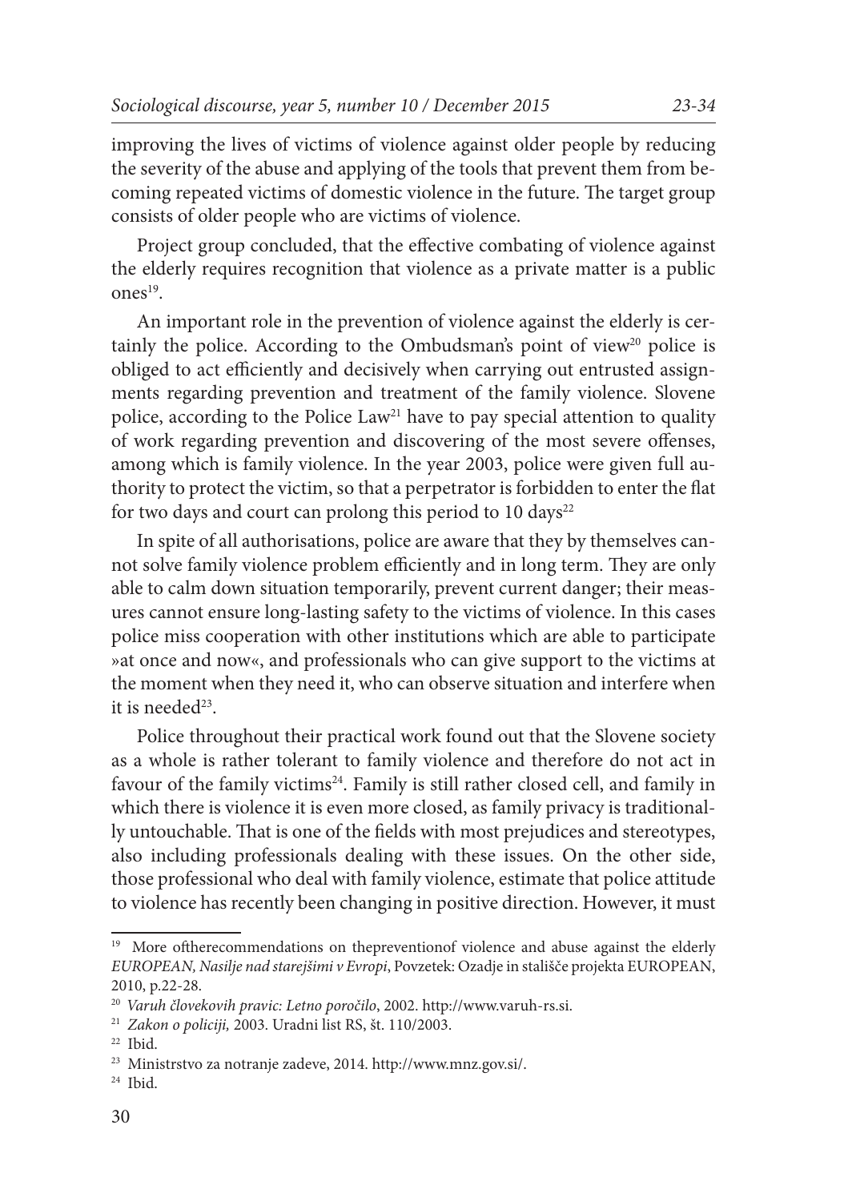improving the lives of victims of violence against older people by reducing the severity of the abuse and applying of the tools that prevent them from becoming repeated victims of domestic violence in the future. The target group consists of older people who are victims of violence.

Project group concluded, that the effective combating of violence against the elderly requires recognition that violence as a private matter is a public ones[19].

An important role in the prevention of violence against the elderly is certainly the police. According to the Ombudsman's point of view[20] police is obliged to act efficiently and decisively when carrying out entrusted assignments regarding prevention and treatment of the family violence. Slovene police, according to the Police Law[21] have to pay special attention to quality of work regarding prevention and discovering of the most severe offenses, among which is family violence. In the year 2003, police were given full authority to protect the victim, so that a perpetrator is forbidden to enter the flat for two days and court can prolong this period to 10 days[22]

In spite of all authorisations, police are aware that they by themselves cannot solve family violence problem efficiently and in long term. They are only able to calm down situation temporarily, prevent current danger; their measures cannot ensure long-lasting safety to the victims of violence. In this cases police miss cooperation with other institutions which are able to participate »at once and now«, and professionals who can give support to the victims at the moment when they need it, who can observe situation and interfere when it is needed[23].

Police throughout their practical work found out that the Slovene society as a whole is rather tolerant to family violence and therefore do not act in favour of the family victims[24]. Family is still rather closed cell, and family in which there is violence it is even more closed, as family privacy is traditionally untouchable. That is one of the fields with most prejudices and stereotypes, also including professionals dealing with these issues. On the other side, those professional who deal with family violence, estimate that police attitude to violence has recently been changing in positive direction. However, it must

---

[19] More oftherecommendations on thepreventionof violence and abuse against the elderly *EUROPEAN, Nasilje nad starejšimi v Evropi*, Povzetek: Ozadje in stališče projekta EUROPEAN, 2010, p.22-28.

[20] *Varuh človekovih pravic: Letno poročilo*, 2002. http://www.varuh-rs.si.

[21] *Zakon o policiji,* 2003. Uradni list RS, št. 110/2003.

[22] Ibid.

[23] Ministrstvo za notranje zadeve, 2014. http://www.mnz.gov.si/.

[24] Ibid.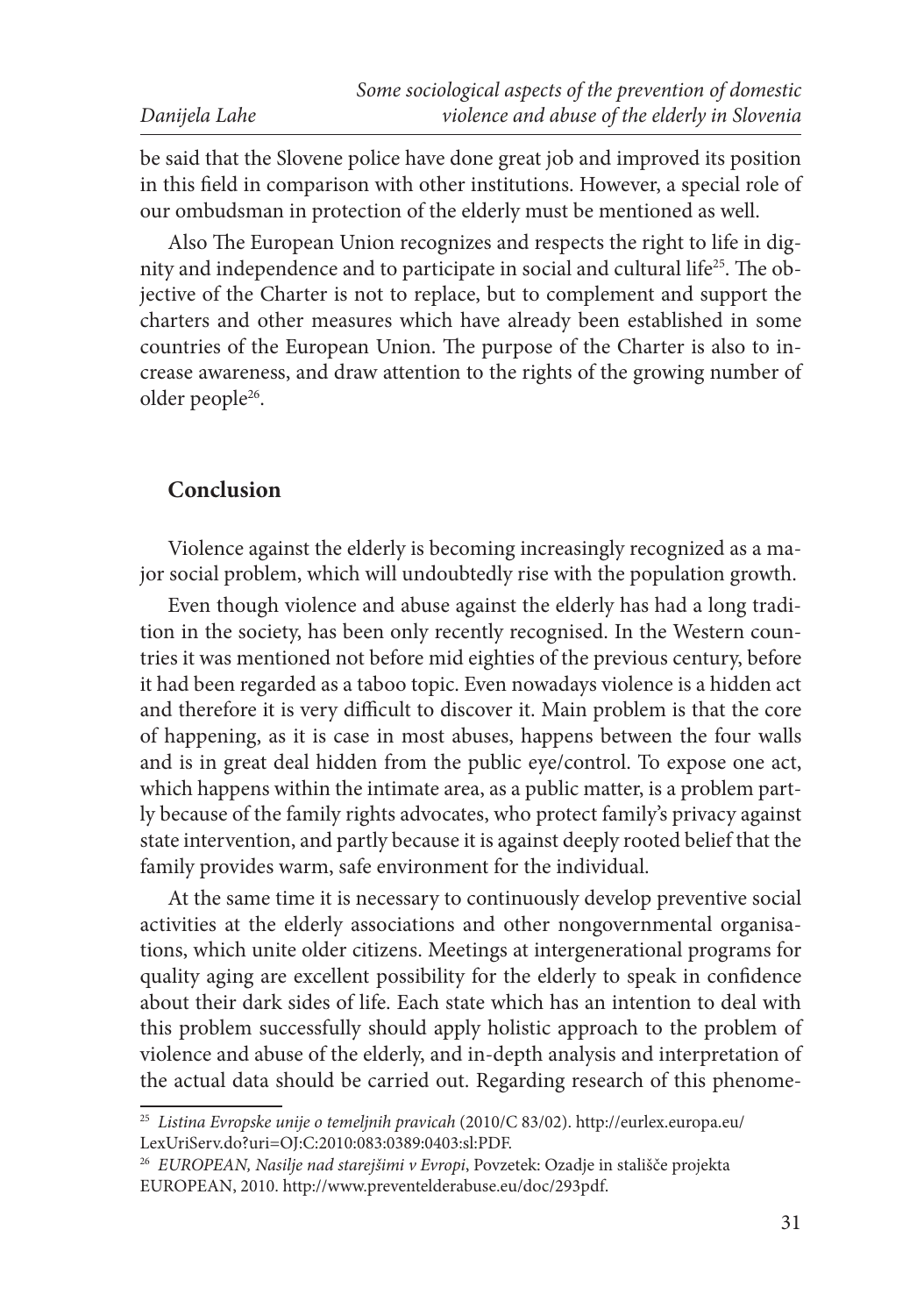be said that the Slovene police have done great job and improved its position in this field in comparison with other institutions. However, a special role of our ombudsman in protection of the elderly must be mentioned as well.

Also The European Union recognizes and respects the right to life in dignity and independence and to participate in social and cultural life[25]. The objective of the Charter is not to replace, but to complement and support the charters and other measures which have already been established in some countries of the European Union. The purpose of the Charter is also to increase awareness, and draw attention to the rights of the growing number of older people[26].

## Conclusion

Violence against the elderly is becoming increasingly recognized as a major social problem, which will undoubtedly rise with the population growth.

Even though violence and abuse against the elderly has had a long tradition in the society, has been only recently recognised. In the Western countries it was mentioned not before mid eighties of the previous century, before it had been regarded as a taboo topic. Even nowadays violence is a hidden act and therefore it is very difficult to discover it. Main problem is that the core of happening, as it is case in most abuses, happens between the four walls and is in great deal hidden from the public eye/control. To expose one act, which happens within the intimate area, as a public matter, is a problem partly because of the family rights advocates, who protect family's privacy against state intervention, and partly because it is against deeply rooted belief that the family provides warm, safe environment for the individual.

At the same time it is necessary to continuously develop preventive social activities at the elderly associations and other nongovernmental organisations, which unite older citizens. Meetings at intergenerational programs for quality aging are excellent possibility for the elderly to speak in confidence about their dark sides of life. Each state which has an intention to deal with this problem successfully should apply holistic approach to the problem of violence and abuse of the elderly, and in-depth analysis and interpretation of the actual data should be carried out. Regarding research of this phenome-

---

[25] *Listina Evropske unije o temeljnih pravicah* (2010/C 83/02). http://eurlex.europa.eu/LexUriServ.do?uri=OJ:C:2010:083:0389:0403:sl:PDF.

[26] *EUROPEAN, Nasilje nad starejšimi v Evropi*, Povzetek: Ozadje in stališče projekta EUROPEAN, 2010. http://www.preventelderabuse.eu/doc/293pdf.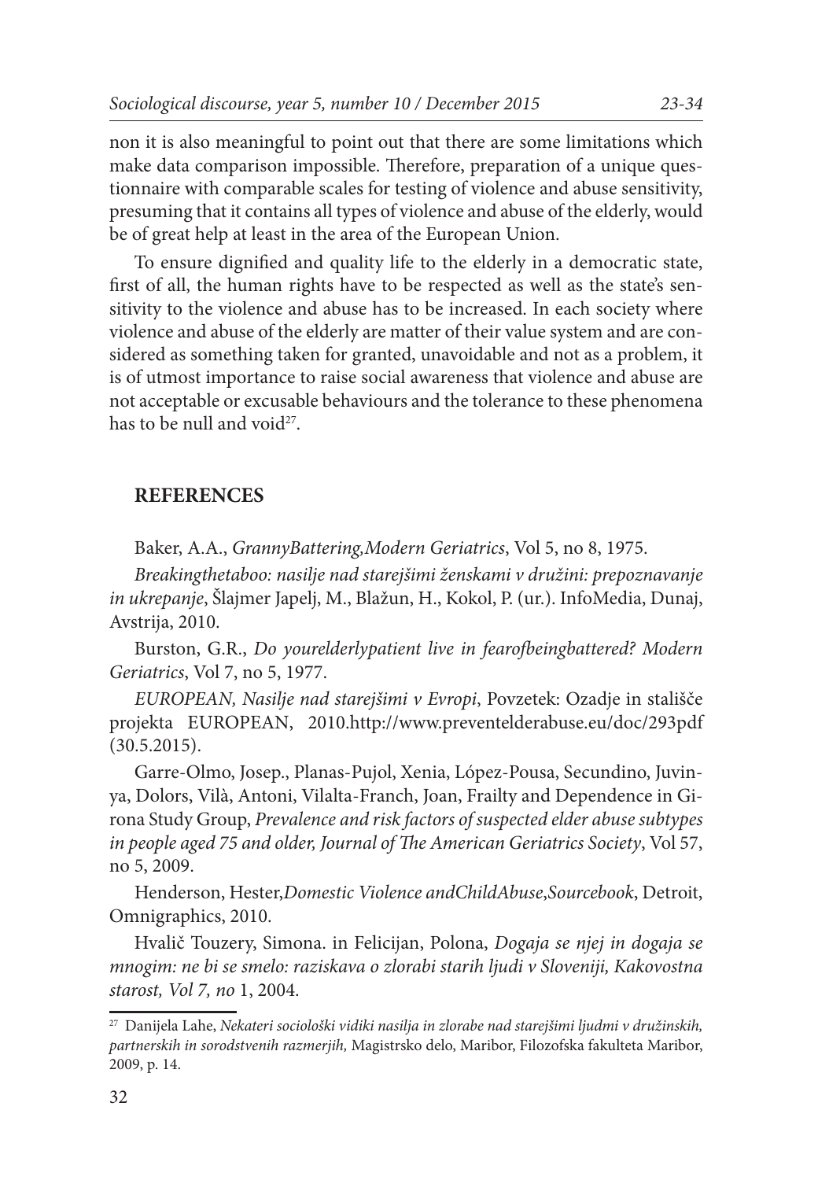non it is also meaningful to point out that there are some limitations which make data comparison impossible. Therefore, preparation of a unique questionnaire with comparable scales for testing of violence and abuse sensitivity, presuming that it contains all types of violence and abuse of the elderly, would be of great help at least in the area of the European Union.

To ensure dignified and quality life to the elderly in a democratic state, first of all, the human rights have to be respected as well as the state's sensitivity to the violence and abuse has to be increased. In each society where violence and abuse of the elderly are matter of their value system and are considered as something taken for granted, unavoidable and not as a problem, it is of utmost importance to raise social awareness that violence and abuse are not acceptable or excusable behaviours and the tolerance to these phenomena has to be null and void[27].

## REFERENCES

Baker, A.A., *GrannyBattering,Modern Geriatrics*, Vol 5, no 8, 1975.

*Breakingthetaboo: nasilje nad starejšimi ženskami v družini: prepoznavanje in ukrepanje*, Šlajmer Japelj, M., Blažun, H., Kokol, P. (ur.). InfoMedia, Dunaj, Avstrija, 2010.

Burston, G.R., *Do yourelderlypatient live in fearofbeingbattered? Modern Geriatrics*, Vol 7, no 5, 1977.

*EUROPEAN, Nasilje nad starejšimi v Evropi*, Povzetek: Ozadje in stališče projekta EUROPEAN, 2010.http://www.preventelderabuse.eu/doc/293pdf (30.5.2015).

Garre-Olmo, Josep., Planas-Pujol, Xenia, López-Pousa, Secundino, Juvinya, Dolors, Vilà, Antoni, Vilalta-Franch, Joan, Frailty and Dependence in Girona Study Group, *Prevalence and risk factors of suspected elder abuse subtypes in people aged 75 and older, Journal of The American Geriatrics Society*, Vol 57, no 5, 2009.

Henderson, Hester,*Domestic Violence andChildAbuse*,*Sourcebook*, Detroit, Omnigraphics, 2010.

Hvalič Touzery, Simona. in Felicijan, Polona, *Dogaja se njej in dogaja se mnogim: ne bi se smelo: raziskava o zlorabi starih ljudi v Sloveniji, Kakovostna starost, Vol 7, no* 1, 2004.

---

[27] Danijela Lahe, *Nekateri sociološki vidiki nasilja in zlorabe nad starejšimi ljudmi v družinskih, partnerskih in sorodstvenih razmerjih,* Magistrsko delo, Maribor, Filozofska fakulteta Maribor, 2009, p. 14.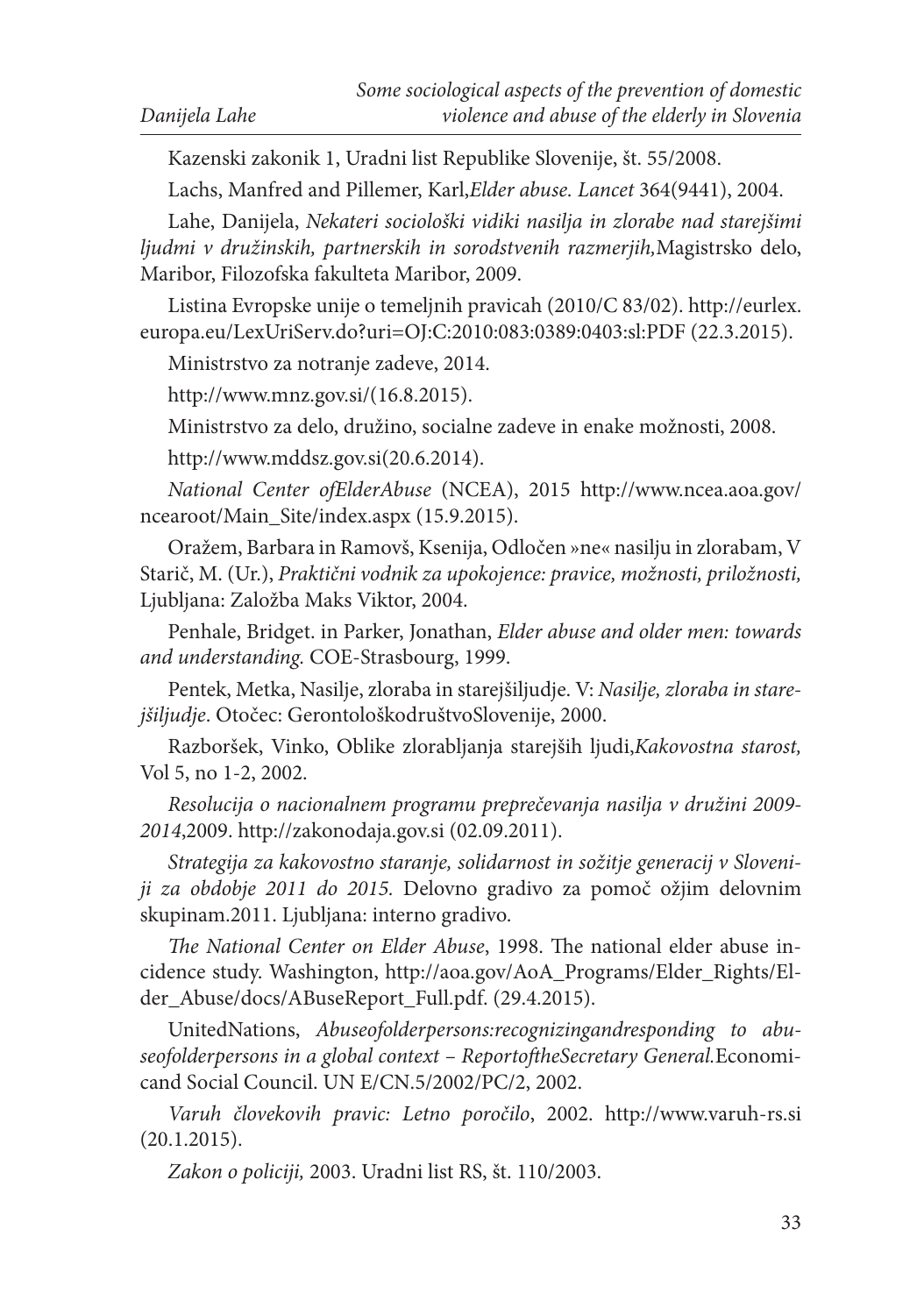Kazenski zakonik 1, Uradni list Republike Slovenije, št. 55/2008.

Lachs, Manfred and Pillemer, Karl,*Elder abuse. Lancet* 364(9441), 2004.

Lahe, Danijela, *Nekateri sociološki vidiki nasilja in zlorabe nad starejšimi ljudmi v družinskih, partnerskih in sorodstvenih razmerjih,*Magistrsko delo, Maribor, Filozofska fakulteta Maribor, 2009.

Listina Evropske unije o temeljnih pravicah (2010/C 83/02). http://eurlex.europa.eu/LexUriServ.do?uri=OJ:C:2010:083:0389:0403:sl:PDF (22.3.2015).

Ministrstvo za notranje zadeve, 2014.

http://www.mnz.gov.si/(16.8.2015).

Ministrstvo za delo, družino, socialne zadeve in enake možnosti, 2008.

http://www.mddsz.gov.si(20.6.2014).

*National Center ofElderAbuse* (NCEA), 2015 http://www.ncea.aoa.gov/ncearoot/Main_Site/index.aspx (15.9.2015).

Oražem, Barbara in Ramovš, Ksenija, Odločen »ne« nasilju in zlorabam, V Starič, M. (Ur.), *Praktični vodnik za upokojence: pravice, možnosti, priložnosti,* Ljubljana: Založba Maks Viktor, 2004.

Penhale, Bridget. in Parker, Jonathan, *Elder abuse and older men: towards and understanding.* COE-Strasbourg, 1999.

Pentek, Metka, Nasilje, zloraba in starejšiljudje. V: *Nasilje, zloraba in starejšiljudje*. Otočec: GerontološkodruštvoSlovenije, 2000.

Razboršek, Vinko, Oblike zlorabljanja starejših ljudi,*Kakovostna starost,* Vol 5, no 1-2, 2002.

*Resolucija o nacionalnem programu preprečevanja nasilja v družini 2009-2014*,2009. http://zakonodaja.gov.si (02.09.2011).

*Strategija za kakovostno staranje, solidarnost in sožitje generacij v Sloveniji za obdobje 2011 do 2015.* Delovno gradivo za pomoč ožjim delovnim skupinam.2011. Ljubljana: interno gradivo.

*The National Center on Elder Abuse*, 1998. The national elder abuse incidence study. Washington, http://aoa.gov/AoA_Programs/Elder_Rights/Elder_Abuse/docs/ABuseReport_Full.pdf. (29.4.2015).

UnitedNations, *Abuseofolderpersons:recognizingandresponding to abuseofolderpersons in a global context – ReportoftheSecretary General.*Economicand Social Council. UN E/CN.5/2002/PC/2, 2002.

*Varuh človekovih pravic: Letno poročilo*, 2002. http://www.varuh-rs.si (20.1.2015).

*Zakon o policiji,* 2003. Uradni list RS, št. 110/2003.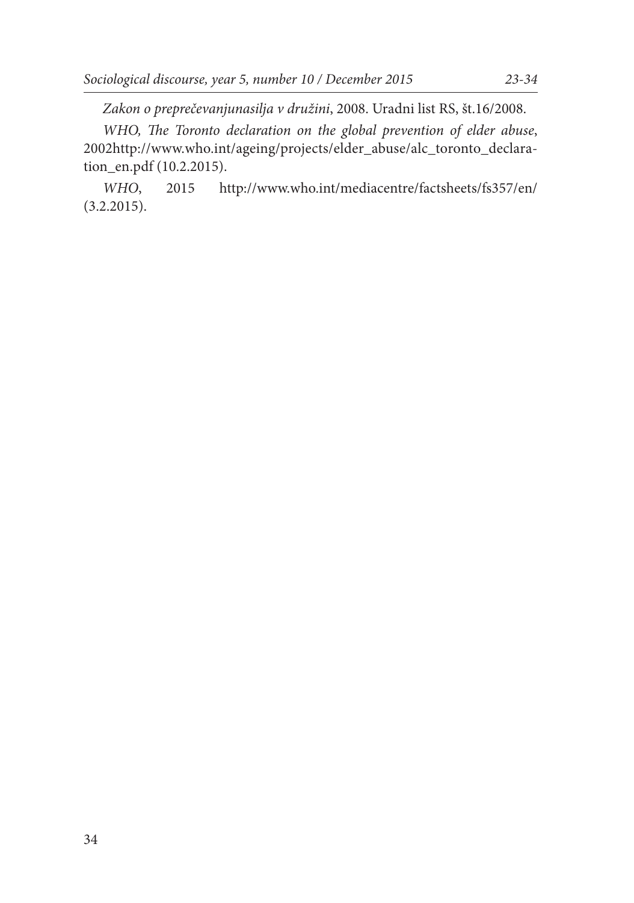*Zakon o preprečevanjunasilja v družini*, 2008. Uradni list RS, št.16/2008.

*WHO, The Toronto declaration on the global prevention of elder abuse*, 2002http://www.who.int/ageing/projects/elder_abuse/alc_toronto_declaration_en.pdf (10.2.2015).

*WHO*, 2015 http://www.who.int/mediacentre/factsheets/fs357/en/ (3.2.2015).